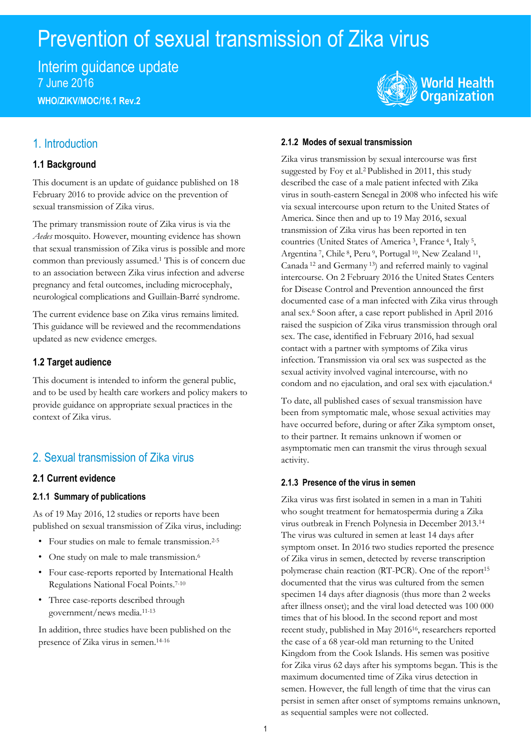# Prevention of sexual transmission of Zika virus

Interim guidance update
7 June 2016
**WHO/ZIKV/MOC/16.1 Rev.2**

## 1. Introduction

### 1.1 Background

This document is an update of guidance published on 18 February 2016 to provide advice on the prevention of sexual transmission of Zika virus.

The primary transmission route of Zika virus is via the *Aedes* mosquito. However, mounting evidence has shown that sexual transmission of Zika virus is possible and more common than previously assumed.[1] This is of concern due to an association between Zika virus infection and adverse pregnancy and fetal outcomes, including microcephaly, neurological complications and Guillain-Barré syndrome.

The current evidence base on Zika virus remains limited. This guidance will be reviewed and the recommendations updated as new evidence emerges.

### 1.2 Target audience

This document is intended to inform the general public, and to be used by health care workers and policy makers to provide guidance on appropriate sexual practices in the context of Zika virus.

## 2. Sexual transmission of Zika virus

### 2.1 Current evidence

#### 2.1.1 Summary of publications

As of 19 May 2016, 12 studies or reports have been published on sexual transmission of Zika virus, including:

- Four studies on male to female transmission.[2-5]
- One study on male to male transmission.[6]
- Four case-reports reported by International Health Regulations National Focal Points.[7-10]
- Three case-reports described through government/news media.[11-13]

In addition, three studies have been published on the presence of Zika virus in semen.[14-16]

#### 2.1.2 Modes of sexual transmission

Zika virus transmission by sexual intercourse was first suggested by Foy et al.[2] Published in 2011, this study described the case of a male patient infected with Zika virus in south-eastern Senegal in 2008 who infected his wife via sexual intercourse upon return to the United States of America. Since then and up to 19 May 2016, sexual transmission of Zika virus has been reported in ten countries (United States of America [3], France [4], Italy [5], Argentina [7], Chile [8], Peru [9], Portugal [10], New Zealand [11], Canada [12] and Germany [13]) and referred mainly to vaginal intercourse. On 2 February 2016 the United States Centers for Disease Control and Prevention announced the first documented case of a man infected with Zika virus through anal sex.[6] Soon after, a case report published in April 2016 raised the suspicion of Zika virus transmission through oral sex. The case, identified in February 2016, had sexual contact with a partner with symptoms of Zika virus infection. Transmission via oral sex was suspected as the sexual activity involved vaginal intercourse, with no condom and no ejaculation, and oral sex with ejaculation.[4]

To date, all published cases of sexual transmission have been from symptomatic male, whose sexual activities may have occurred before, during or after Zika symptom onset, to their partner. It remains unknown if women or asymptomatic men can transmit the virus through sexual activity.

#### 2.1.3 Presence of the virus in semen

Zika virus was first isolated in semen in a man in Tahiti who sought treatment for hematospermia during a Zika virus outbreak in French Polynesia in December 2013.[14] The virus was cultured in semen at least 14 days after symptom onset. In 2016 two studies reported the presence of Zika virus in semen, detected by reverse transcription polymerase chain reaction (RT-PCR). One of the report[15] documented that the virus was cultured from the semen specimen 14 days after diagnosis (thus more than 2 weeks after illness onset); and the viral load detected was 100 000 times that of his blood. In the second report and most recent study, published in May 2016[16], researchers reported the case of a 68 year-old man returning to the United Kingdom from the Cook Islands. His semen was positive for Zika virus 62 days after his symptoms began. This is the maximum documented time of Zika virus detection in semen. However, the full length of time that the virus can persist in semen after onset of symptoms remains unknown, as sequential samples were not collected.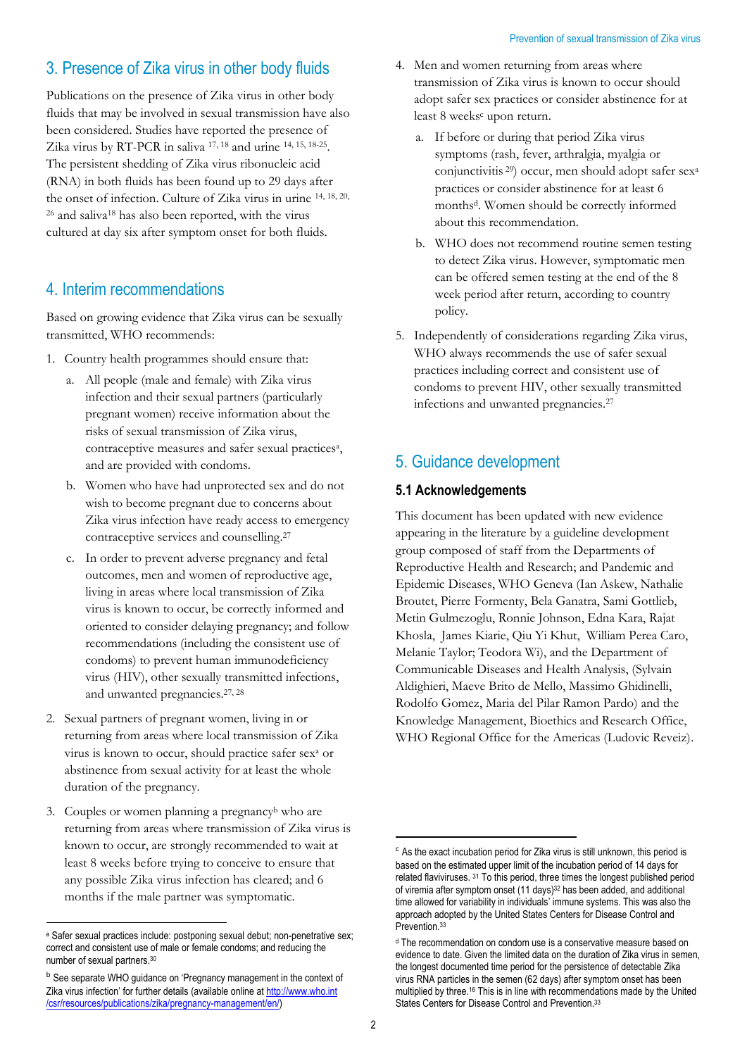## 3. Presence of Zika virus in other body fluids

Publications on the presence of Zika virus in other body fluids that may be involved in sexual transmission have also been considered. Studies have reported the presence of Zika virus by RT-PCR in saliva [17, 18] and urine [14, 15, 18-25]. The persistent shedding of Zika virus ribonucleic acid (RNA) in both fluids has been found up to 29 days after the onset of infection. Culture of Zika virus in urine [14, 18, 20, 26] and saliva[18] has also been reported, with the virus cultured at day six after symptom onset for both fluids.

## 4. Interim recommendations

Based on growing evidence that Zika virus can be sexually transmitted, WHO recommends:

1. Country health programmes should ensure that:
   a. All people (male and female) with Zika virus infection and their sexual partners (particularly pregnant women) receive information about the risks of sexual transmission of Zika virus, contraceptive measures and safer sexual practices[a], and are provided with condoms.
   b. Women who have had unprotected sex and do not wish to become pregnant due to concerns about Zika virus infection have ready access to emergency contraceptive services and counselling.[27]
   c. In order to prevent adverse pregnancy and fetal outcomes, men and women of reproductive age, living in areas where local transmission of Zika virus is known to occur, be correctly informed and oriented to consider delaying pregnancy; and follow recommendations (including the consistent use of condoms) to prevent human immunodeficiency virus (HIV), other sexually transmitted infections, and unwanted pregnancies.[27, 28]
2. Sexual partners of pregnant women, living in or returning from areas where local transmission of Zika virus is known to occur, should practice safer sex[a] or abstinence from sexual activity for at least the whole duration of the pregnancy.
3. Couples or women planning a pregnancy[b] who are returning from areas where transmission of Zika virus is known to occur, are strongly recommended to wait at least 8 weeks before trying to conceive to ensure that any possible Zika virus infection has cleared; and 6 months if the male partner was symptomatic.
4. Men and women returning from areas where transmission of Zika virus is known to occur should adopt safer sex practices or consider abstinence for at least 8 weeks[c] upon return.
   a. If before or during that period Zika virus symptoms (rash, fever, arthralgia, myalgia or conjunctivitis [29]) occur, men should adopt safer sex[a] practices or consider abstinence for at least 6 months[d]. Women should be correctly informed about this recommendation.
   b. WHO does not recommend routine semen testing to detect Zika virus. However, symptomatic men can be offered semen testing at the end of the 8 week period after return, according to country policy.
5. Independently of considerations regarding Zika virus, WHO always recommends the use of safer sexual practices including correct and consistent use of condoms to prevent HIV, other sexually transmitted infections and unwanted pregnancies.[27]

## 5. Guidance development

### 5.1 Acknowledgements

This document has been updated with new evidence appearing in the literature by a guideline development group composed of staff from the Departments of Reproductive Health and Research; and Pandemic and Epidemic Diseases, WHO Geneva (Ian Askew, Nathalie Broutet, Pierre Formenty, Bela Ganatra, Sami Gottlieb, Metin Gulmezoglu, Ronnie Johnson, Edna Kara, Rajat Khosla, James Kiarie, Qiu Yi Khut, William Perea Caro, Melanie Taylor; Teodora Wi), and the Department of Communicable Diseases and Health Analysis, (Sylvain Aldighieri, Maeve Brito de Mello, Massimo Ghidinelli, Rodolfo Gomez, Maria del Pilar Ramon Pardo) and the Knowledge Management, Bioethics and Research Office, WHO Regional Office for the Americas (Ludovic Reveiz).

---

[a] Safer sexual practices include: postponing sexual debut; non-penetrative sex; correct and consistent use of male or female condoms; and reducing the number of sexual partners.[30]

[b] See separate WHO guidance on 'Pregnancy management in the context of Zika virus infection' for further details (available online at http://www.who.int/csr/resources/publications/zika/pregnancy-management/en/)

[c] As the exact incubation period for Zika virus is still unknown, this period is based on the estimated upper limit of the incubation period of 14 days for related flaviviruses. [31] To this period, three times the longest published period of viremia after symptom onset (11 days)[32] has been added, and additional time allowed for variability in individuals' immune systems. This was also the approach adopted by the United States Centers for Disease Control and Prevention.[33]

[d] The recommendation on condom use is a conservative measure based on evidence to date. Given the limited data on the duration of Zika virus in semen, the longest documented time period for the persistence of detectable Zika virus RNA particles in the semen (62 days) after symptom onset has been multiplied by three.[16] This is in line with recommendations made by the United States Centers for Disease Control and Prevention.[33]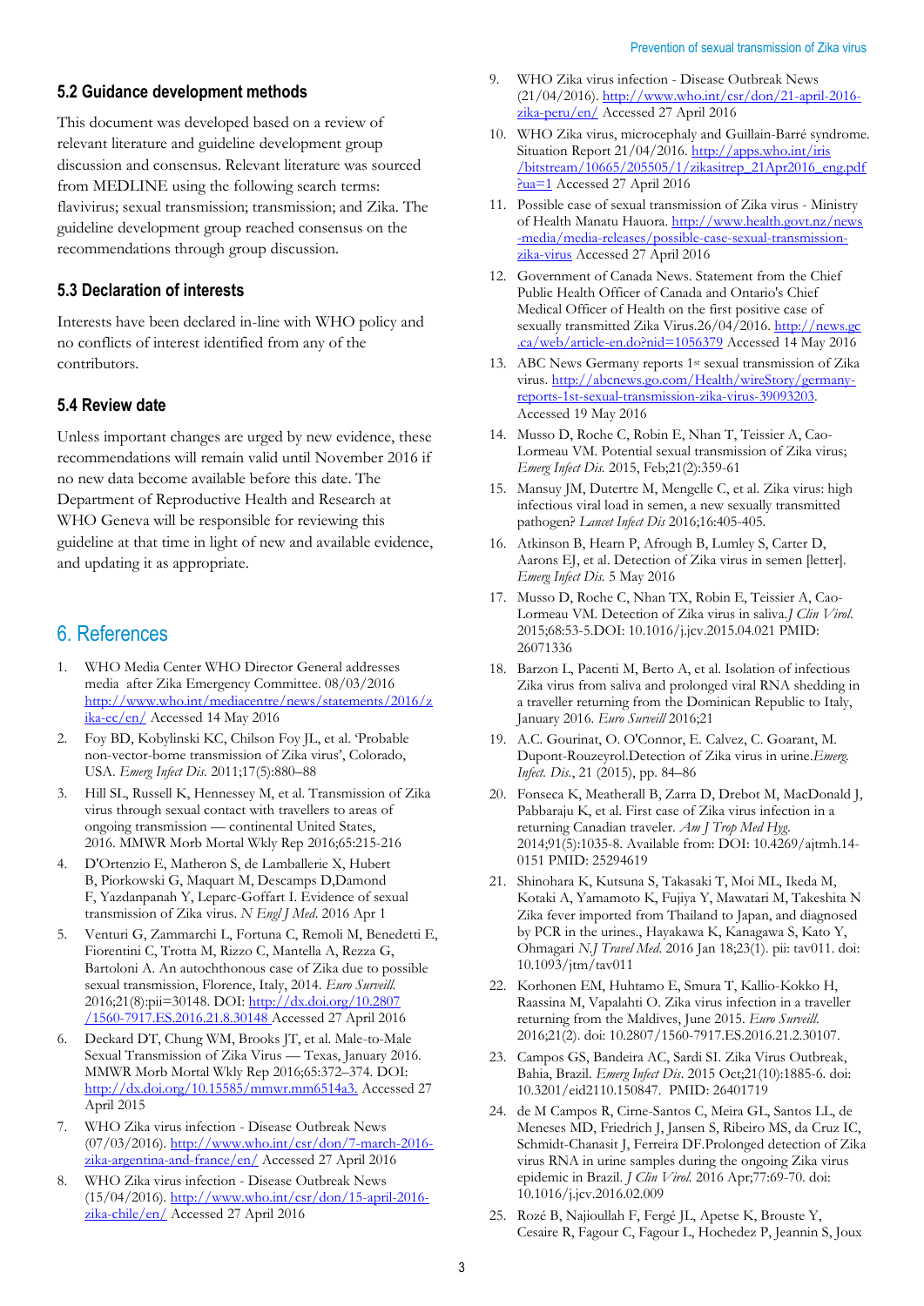### 5.2 Guidance development methods

This document was developed based on a review of relevant literature and guideline development group discussion and consensus. Relevant literature was sourced from MEDLINE using the following search terms: flavivirus; sexual transmission; transmission; and Zika. The guideline development group reached consensus on the recommendations through group discussion.

### 5.3 Declaration of interests

Interests have been declared in-line with WHO policy and no conflicts of interest identified from any of the contributors.

### 5.4 Review date

Unless important changes are urged by new evidence, these recommendations will remain valid until November 2016 if no new data become available before this date. The Department of Reproductive Health and Research at WHO Geneva will be responsible for reviewing this guideline at that time in light of new and available evidence, and updating it as appropriate.

## 6. References

1. WHO Media Center WHO Director General addresses media after Zika Emergency Committee. 08/03/2016 http://www.who.int/mediacentre/news/statements/2016/zika-ec/en/ Accessed 14 May 2016
2. Foy BD, Kobylinski KC, Chilson Foy JL, et al. 'Probable non-vector-borne transmission of Zika virus', Colorado, USA. *Emerg Infect Dis.* 2011;17(5):880–88
3. Hill SL, Russell K, Hennessey M, et al. Transmission of Zika virus through sexual contact with travellers to areas of ongoing transmission — continental United States, 2016. MMWR Morb Mortal Wkly Rep 2016;65:215-216
4. D'Ortenzio E, Matheron S, de Lamballerie X, Hubert B, Piorkowski G, Maquart M, Descamps D,Damond F, Yazdanpanah Y, Leparc-Goffart I. Evidence of sexual transmission of Zika virus. *N Engl J Med*. 2016 Apr 1
5. Venturi G, Zammarchi L, Fortuna C, Remoli M, Benedetti E, Fiorentini C, Trotta M, Rizzo C, Mantella A, Rezza G, Bartoloni A. An autochthonous case of Zika due to possible sexual transmission, Florence, Italy, 2014. *Euro Surveill.* 2016;21(8):pii=30148. DOI: http://dx.doi.org/10.2807/1560-7917.ES.2016.21.8.30148 Accessed 27 April 2016
6. Deckard DT, Chung WM, Brooks JT, et al. Male-to-Male Sexual Transmission of Zika Virus — Texas, January 2016. MMWR Morb Mortal Wkly Rep 2016;65:372–374. DOI: http://dx.doi.org/10.15585/mmwr.mm6514a3. Accessed 27 April 2015
7. WHO Zika virus infection - Disease Outbreak News (07/03/2016). http://www.who.int/csr/don/7-march-2016-zika-argentina-and-france/en/ Accessed 27 April 2016
8. WHO Zika virus infection - Disease Outbreak News (15/04/2016). http://www.who.int/csr/don/15-april-2016-zika-chile/en/ Accessed 27 April 2016
9. WHO Zika virus infection - Disease Outbreak News (21/04/2016). http://www.who.int/csr/don/21-april-2016-zika-peru/en/ Accessed 27 April 2016
10. WHO Zika virus, microcephaly and Guillain-Barré syndrome. Situation Report 21/04/2016. http://apps.who.int/iris/bitstream/10665/205505/1/zikasitrep_21Apr2016_eng.pdf?ua=1 Accessed 27 April 2016
11. Possible case of sexual transmission of Zika virus - Ministry of Health Manatu Hauora. http://www.health.govt.nz/news-media/media-releases/possible-case-sexual-transmission-zika-virus Accessed 27 April 2016
12. Government of Canada News. Statement from the Chief Public Health Officer of Canada and Ontario's Chief Medical Officer of Health on the first positive case of sexually transmitted Zika Virus.26/04/2016. http://news.gc.ca/web/article-en.do?nid=1056379 Accessed 14 May 2016
13. ABC News Germany reports 1st sexual transmission of Zika virus. http://abcnews.go.com/Health/wireStory/germany-reports-1st-sexual-transmission-zika-virus-39093203. Accessed 19 May 2016
14. Musso D, Roche C, Robin E, Nhan T, Teissier A, Cao-Lormeau VM. Potential sexual transmission of Zika virus; *Emerg Infect Dis.* 2015, Feb;21(2):359-61
15. Mansuy JM, Dutertre M, Mengelle C, et al. Zika virus: high infectious viral load in semen, a new sexually transmitted pathogen? *Lancet Infect Dis* 2016;16:405-405.
16. Atkinson B, Hearn P, Afrough B, Lumley S, Carter D, Aarons EJ, et al. Detection of Zika virus in semen [letter]. *Emerg Infect Dis.* 5 May 2016
17. Musso D, Roche C, Nhan TX, Robin E, Teissier A, Cao-Lormeau VM. Detection of Zika virus in saliva.*J Clin Virol.* 2015;68:53-5.DOI: 10.1016/j.jcv.2015.04.021 PMID: 26071336
18. Barzon L, Pacenti M, Berto A, et al. Isolation of infectious Zika virus from saliva and prolonged viral RNA shedding in a traveller returning from the Dominican Republic to Italy, January 2016. *Euro Surveill* 2016;21
19. A.C. Gourinat, O. O'Connor, E. Calvez, C. Goarant, M. Dupont-Rouzeyrol.Detection of Zika virus in urine.*Emerg. Infect. Dis.*, 21 (2015), pp. 84–86
20. Fonseca K, Meatherall B, Zarra D, Drebot M, MacDonald J, Pabbaraju K, et al. First case of Zika virus infection in a returning Canadian traveler. *Am J Trop Med Hyg.* 2014;91(5):1035-8. Available from: DOI: 10.4269/ajtmh.14-0151 PMID: 25294619
21. Shinohara K, Kutsuna S, Takasaki T, Moi ML, Ikeda M, Kotaki A, Yamamoto K, Fujiya Y, Mawatari M, Takeshita N Zika fever imported from Thailand to Japan, and diagnosed by PCR in the urines., Hayakawa K, Kanagawa S, Kato Y, Ohmagari *N.J Travel Med.* 2016 Jan 18;23(1). pii: tav011. doi: 10.1093/jtm/tav011
22. Korhonen EM, Huhtamo E, Smura T, Kallio-Kokko H, Raassina M, Vapalahti O. Zika virus infection in a traveller returning from the Maldives, June 2015. *Euro Surveill.* 2016;21(2). doi: 10.2807/1560-7917.ES.2016.21.2.30107.
23. Campos GS, Bandeira AC, Sardi SI. Zika Virus Outbreak, Bahia, Brazil. *Emerg Infect Dis*. 2015 Oct;21(10):1885-6. doi: 10.3201/eid2110.150847. PMID: 26401719
24. de M Campos R, Cirne-Santos C, Meira GL, Santos LL, de Meneses MD, Friedrich J, Jansen S, Ribeiro MS, da Cruz IC, Schmidt-Chanasit J, Ferreira DF.Prolonged detection of Zika virus RNA in urine samples during the ongoing Zika virus epidemic in Brazil. *J Clin Virol.* 2016 Apr;77:69-70. doi: 10.1016/j.jcv.2016.02.009
25. Rozé B, Najioullah F, Fergé JL, Apetse K, Brouste Y, Cesaire R, Fagour C, Fagour L, Hochedez P, Jeannin S, Joux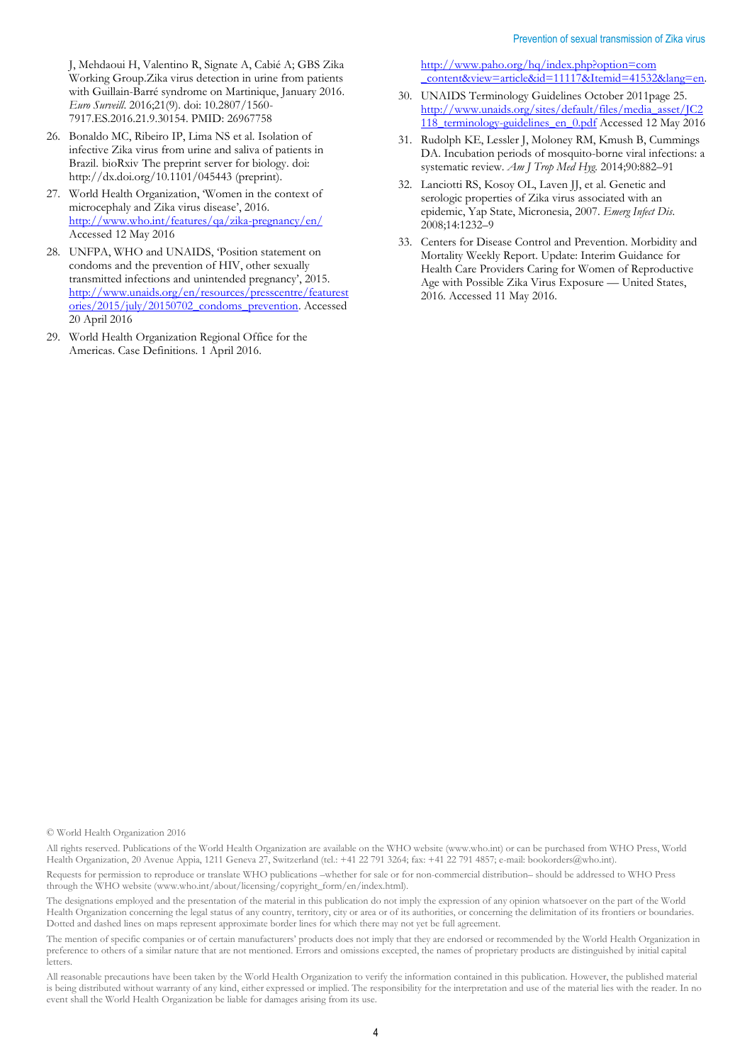J, Mehdaoui H, Valentino R, Signate A, Cabié A; GBS Zika Working Group.Zika virus detection in urine from patients with Guillain-Barré syndrome on Martinique, January 2016. *Euro Surveill.* 2016;21(9). doi: 10.2807/1560-7917.ES.2016.21.9.30154. PMID: 26967758

26. Bonaldo MC, Ribeiro IP, Lima NS et al. Isolation of infective Zika virus from urine and saliva of patients in Brazil. bioRxiv The preprint server for biology. doi: http://dx.doi.org/10.1101/045443 (preprint).
27. World Health Organization, 'Women in the context of microcephaly and Zika virus disease', 2016. http://www.who.int/features/qa/zika-pregnancy/en/ Accessed 12 May 2016
28. UNFPA, WHO and UNAIDS, 'Position statement on condoms and the prevention of HIV, other sexually transmitted infections and unintended pregnancy', 2015. http://www.unaids.org/en/resources/presscentre/featurestories/2015/july/20150702_condoms_prevention. Accessed 20 April 2016
29. World Health Organization Regional Office for the Americas. Case Definitions. 1 April 2016. http://www.paho.org/hq/index.php?option=com_content&view=article&id=11117&Itemid=41532&lang=en.
30. UNAIDS Terminology Guidelines October 2011page 25. http://www.unaids.org/sites/default/files/media_asset/JC2118_terminology-guidelines_en_0.pdf Accessed 12 May 2016
31. Rudolph KE, Lessler J, Moloney RM, Kmush B, Cummings DA. Incubation periods of mosquito-borne viral infections: a systematic review. *Am J Trop Med Hyg.* 2014;90:882–91
32. Lanciotti RS, Kosoy OL, Laven JJ, et al. Genetic and serologic properties of Zika virus associated with an epidemic, Yap State, Micronesia, 2007. *Emerg Infect Dis.* 2008;14:1232–9
33. Centers for Disease Control and Prevention. Morbidity and Mortality Weekly Report. Update: Interim Guidance for Health Care Providers Caring for Women of Reproductive Age with Possible Zika Virus Exposure — United States, 2016. Accessed 11 May 2016.

© World Health Organization 2016

All rights reserved. Publications of the World Health Organization are available on the WHO website (www.who.int) or can be purchased from WHO Press, World Health Organization, 20 Avenue Appia, 1211 Geneva 27, Switzerland (tel.: +41 22 791 3264; fax: +41 22 791 4857; e-mail: bookorders@who.int).

Requests for permission to reproduce or translate WHO publications –whether for sale or for non-commercial distribution– should be addressed to WHO Press through the WHO website (www.who.int/about/licensing/copyright_form/en/index.html).

The designations employed and the presentation of the material in this publication do not imply the expression of any opinion whatsoever on the part of the World Health Organization concerning the legal status of any country, territory, city or area or of its authorities, or concerning the delimitation of its frontiers or boundaries. Dotted and dashed lines on maps represent approximate border lines for which there may not yet be full agreement.

The mention of specific companies or of certain manufacturers' products does not imply that they are endorsed or recommended by the World Health Organization in preference to others of a similar nature that are not mentioned. Errors and omissions excepted, the names of proprietary products are distinguished by initial capital letters.

All reasonable precautions have been taken by the World Health Organization to verify the information contained in this publication. However, the published material is being distributed without warranty of any kind, either expressed or implied. The responsibility for the interpretation and use of the material lies with the reader. In no event shall the World Health Organization be liable for damages arising from its use.